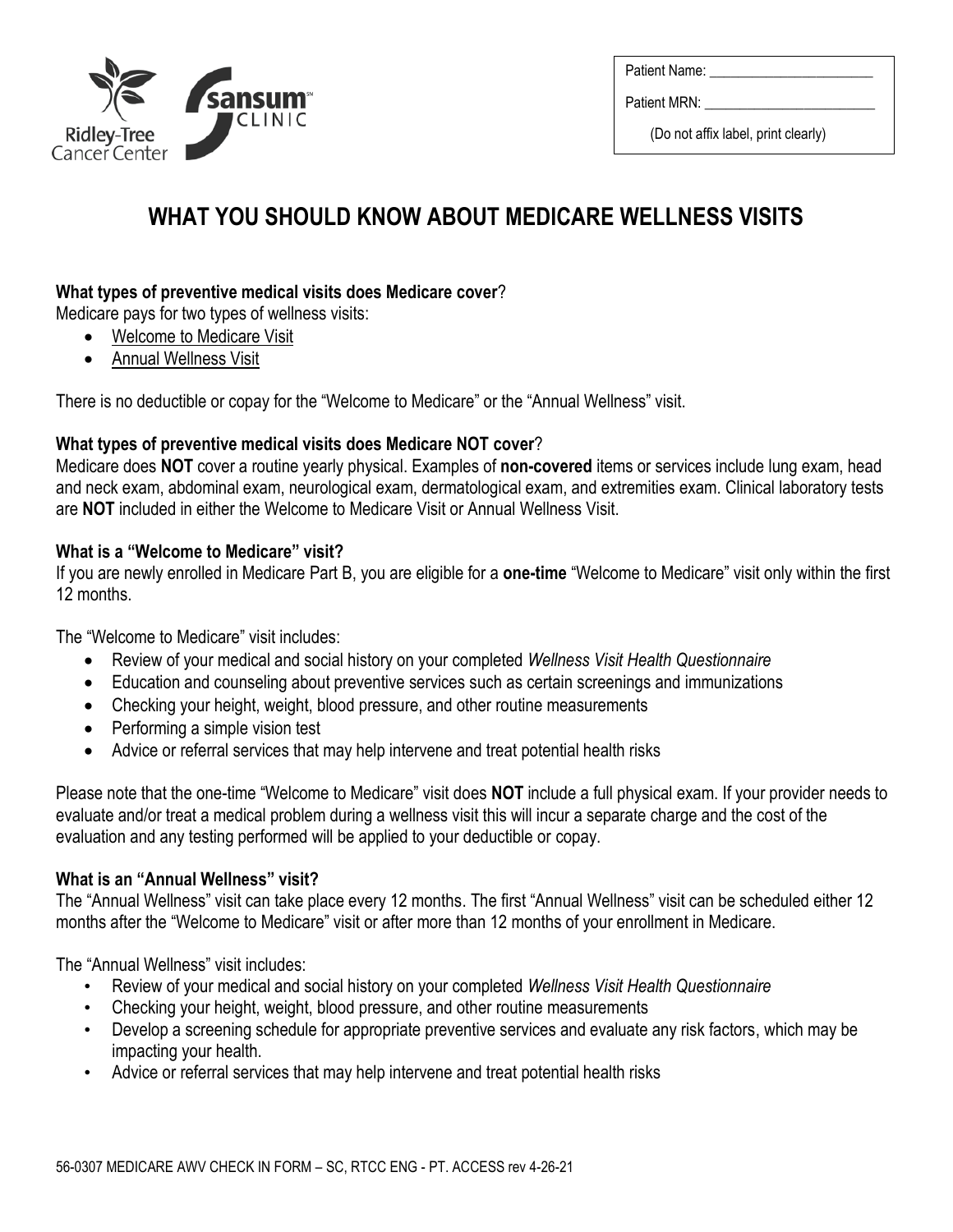Patient Name: ________________________

Patient MRN: ________________________

(Do not affix label, print clearly)

# WHAT YOU SHOULD KNOW ABOUT MEDICARE WELLNESS VISITS

**What types of preventive medical visits does Medicare cover**?

Medicare pays for two types of wellness visits:

- Welcome to Medicare Visit
- Annual Wellness Visit

There is no deductible or copay for the "Welcome to Medicare" or the "Annual Wellness" visit.

**What types of preventive medical visits does Medicare NOT cover**?

Medicare does **NOT** cover a routine yearly physical. Examples of **non-covered** items or services include lung exam, head and neck exam, abdominal exam, neurological exam, dermatological exam, and extremities exam. Clinical laboratory tests are **NOT** included in either the Welcome to Medicare Visit or Annual Wellness Visit.

**What is a "Welcome to Medicare" visit?**

If you are newly enrolled in Medicare Part B, you are eligible for a **one-time** "Welcome to Medicare" visit only within the first 12 months.

The "Welcome to Medicare" visit includes:

- Review of your medical and social history on your completed *Wellness Visit Health Questionnaire*
- Education and counseling about preventive services such as certain screenings and immunizations
- Checking your height, weight, blood pressure, and other routine measurements
- Performing a simple vision test
- Advice or referral services that may help intervene and treat potential health risks

Please note that the one-time "Welcome to Medicare" visit does **NOT** include a full physical exam. If your provider needs to evaluate and/or treat a medical problem during a wellness visit this will incur a separate charge and the cost of the evaluation and any testing performed will be applied to your deductible or copay.

**What is an "Annual Wellness" visit?**

The "Annual Wellness" visit can take place every 12 months. The first "Annual Wellness" visit can be scheduled either 12 months after the "Welcome to Medicare" visit or after more than 12 months of your enrollment in Medicare.

The "Annual Wellness" visit includes:

- Review of your medical and social history on your completed *Wellness Visit Health Questionnaire*
- Checking your height, weight, blood pressure, and other routine measurements
- Develop a screening schedule for appropriate preventive services and evaluate any risk factors, which may be impacting your health.
- Advice or referral services that may help intervene and treat potential health risks

56-0307 MEDICARE AWV CHECK IN FORM – SC, RTCC ENG - PT. ACCESS rev 4-26-21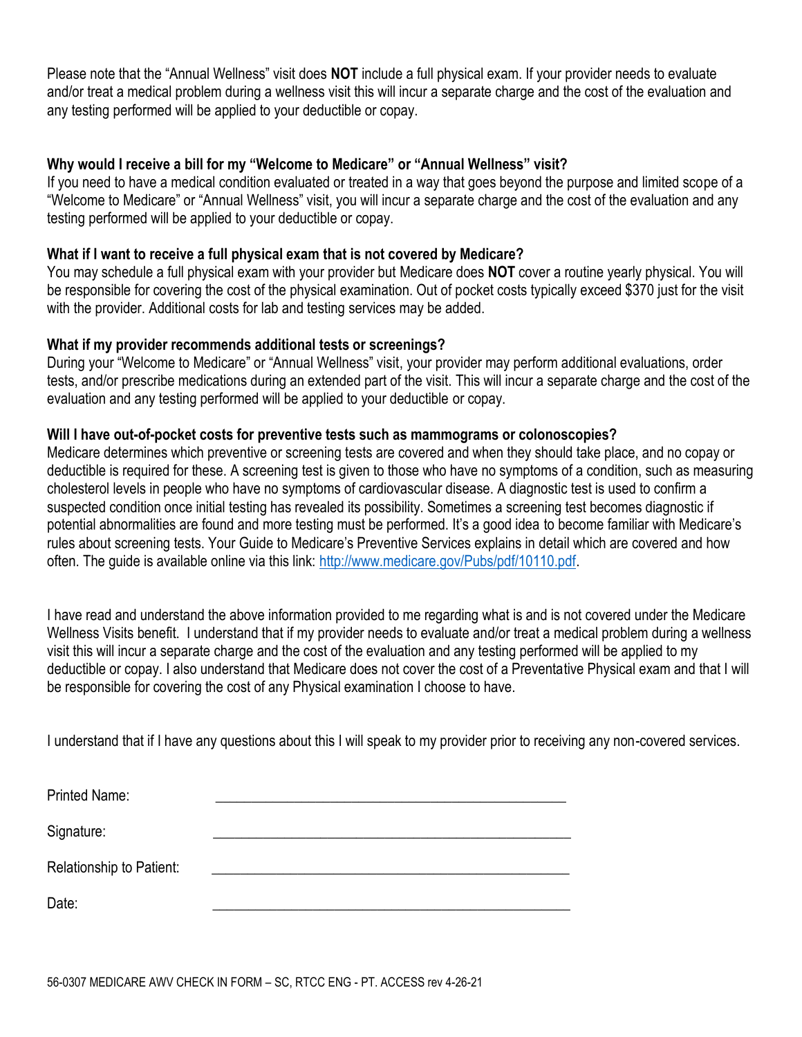Please note that the "Annual Wellness" visit does **NOT** include a full physical exam. If your provider needs to evaluate and/or treat a medical problem during a wellness visit this will incur a separate charge and the cost of the evaluation and any testing performed will be applied to your deductible or copay.

**Why would I receive a bill for my "Welcome to Medicare" or "Annual Wellness" visit?**

If you need to have a medical condition evaluated or treated in a way that goes beyond the purpose and limited scope of a "Welcome to Medicare" or "Annual Wellness" visit, you will incur a separate charge and the cost of the evaluation and any testing performed will be applied to your deductible or copay.

**What if I want to receive a full physical exam that is not covered by Medicare?**

You may schedule a full physical exam with your provider but Medicare does **NOT** cover a routine yearly physical. You will be responsible for covering the cost of the physical examination. Out of pocket costs typically exceed $370 just for the visit with the provider. Additional costs for lab and testing services may be added.

**What if my provider recommends additional tests or screenings?**

During your "Welcome to Medicare" or "Annual Wellness" visit, your provider may perform additional evaluations, order tests, and/or prescribe medications during an extended part of the visit. This will incur a separate charge and the cost of the evaluation and any testing performed will be applied to your deductible or copay.

**Will I have out-of-pocket costs for preventive tests such as mammograms or colonoscopies?**

Medicare determines which preventive or screening tests are covered and when they should take place, and no copay or deductible is required for these. A screening test is given to those who have no symptoms of a condition, such as measuring cholesterol levels in people who have no symptoms of cardiovascular disease. A diagnostic test is used to confirm a suspected condition once initial testing has revealed its possibility. Sometimes a screening test becomes diagnostic if potential abnormalities are found and more testing must be performed. It's a good idea to become familiar with Medicare's rules about screening tests. Your Guide to Medicare's Preventive Services explains in detail which are covered and how often. The guide is available online via this link: http://www.medicare.gov/Pubs/pdf/10110.pdf.

I have read and understand the above information provided to me regarding what is and is not covered under the Medicare Wellness Visits benefit. I understand that if my provider needs to evaluate and/or treat a medical problem during a wellness visit this will incur a separate charge and the cost of the evaluation and any testing performed will be applied to my deductible or copay. I also understand that Medicare does not cover the cost of a Preventative Physical exam and that I will be responsible for covering the cost of any Physical examination I choose to have.

I understand that if I have any questions about this I will speak to my provider prior to receiving any non-covered services.

Printed Name: ______________________________________________

Signature: ______________________________________________

Relationship to Patient: ______________________________________________

Date: ______________________________________________

56-0307 MEDICARE AWV CHECK IN FORM – SC, RTCC ENG - PT. ACCESS rev 4-26-21